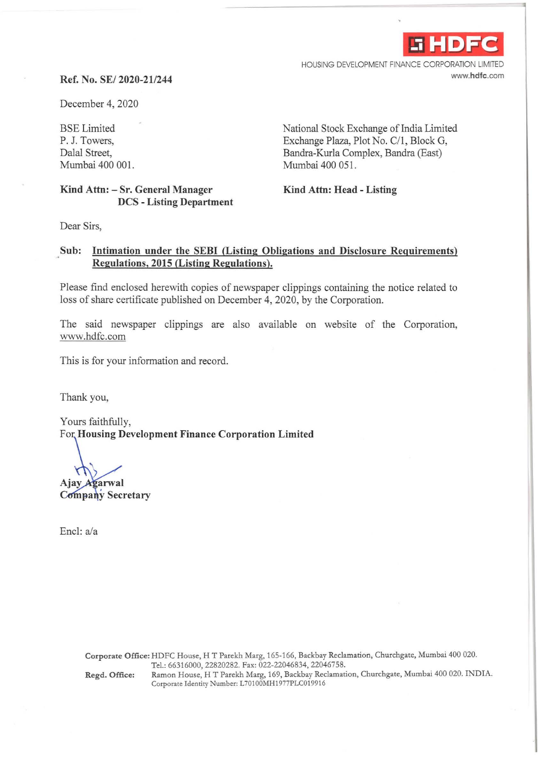**HDFC**

HOUSING DEVELOPMENT FINANCE CORPORATION LIMITED
www.hdfc.com

**Ref. No. SE/ 2020-21/244**

December 4, 2020

BSE Limited
P. J. Towers,
Dalal Street,
Mumbai 400 001.

**Kind Attn: – Sr. General Manager**
**DCS - Listing Department**

National Stock Exchange of India Limited
Exchange Plaza, Plot No. C/1, Block G,
Bandra-Kurla Complex, Bandra (East)
Mumbai 400 051.

**Kind Attn: Head - Listing**

Dear Sirs,

**Sub: <u>Intimation under the SEBI (Listing Obligations and Disclosure Requirements) Regulations, 2015 (Listing Regulations).</u>**

Please find enclosed herewith copies of newspaper clippings containing the notice related to loss of share certificate published on December 4, 2020, by the Corporation.

The said newspaper clippings are also available on website of the Corporation, www.hdfc.com

This is for your information and record.

Thank you,

Yours faithfully,
For **Housing Development Finance Corporation Limited**

**Ajay Agarwal**
**Company Secretary**

Encl: a/a

**Corporate Office:** HDFC House, H T Parekh Marg, 165-166, Backbay Reclamation, Churchgate, Mumbai 400 020. Tel.: 66316000, 22820282. Fax: 022-22046834, 22046758.
**Regd. Office:** Ramon House, H T Parekh Marg, 169, Backbay Reclamation, Churchgate, Mumbai 400 020. INDIA. Corporate Identity Number: L70100MH1977PLC019916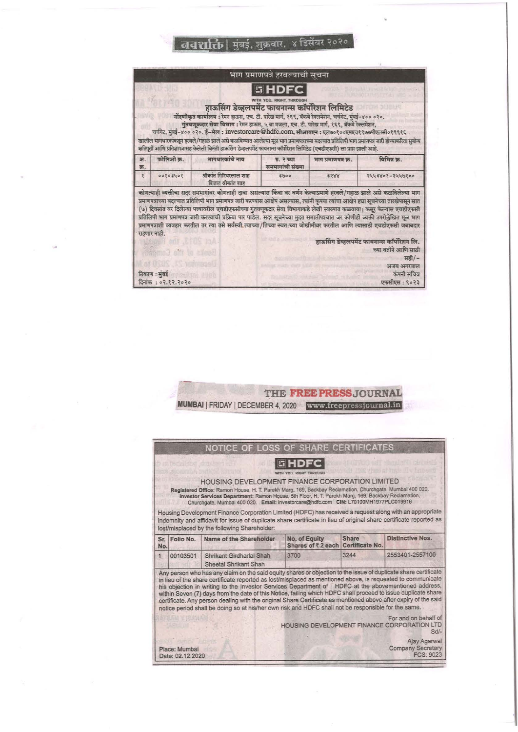नवशक्ति | मुंबई, शुक्रवार, ४ डिसेंबर २०२०

## भाग प्रमाणपत्रे हरवल्याची सूचना

**HDFC**
WITH YOU, RIGHT THROUGH

### हाऊसिंग डेव्हलपमेंट फायनान्स कॉर्पोरेशन लिमिटेड

**नोंदणीकृत कार्यालय :** रेमन हाऊस, एच. टी. पारेख मार्ग, १६९, बॅकबे रेक्लमेशन, चर्चगेट, मुंबई-४०० ०२०.
**गुंतवणूकदार सेवा विभाग :** रेमन हाऊस, ५ वा मजला, एच. टी. पारेख मार्ग, १६९, बॅकबे रेक्लमेशन, चर्चगेट, मुंबई-४०० ०२०. **ई-मेल :** investorcare@hdfc.com, **सीआयएन :** एल७०१००एमएच१९७७पीएलसी०१९९१६

खालील भागधारकांकडून हरवले/गहाळ झाले असे कळविण्यात आलेल्या मूळ भाग प्रमाणपत्राच्या बदल्यात प्रतिलिपी भाग प्रमाणपत्र जारी होण्याकरिता सुयोग्य क्षतिपूर्ती आणि प्रतिज्ञापत्रासह केलेली विनंती हाऊसिंग डेव्हलपमेंट फायनान्स कॉर्पोरेशन लिमिटेड (एचडीएफसी) ला प्राप्त झाली आहे.

| अ. क्र. | फोलिओ क्र. | भागधारकांचे नाव | रु. २ च्या समभागांची संख्या | भाग प्रमाणपत्र क्र. | विभिन्न क्र. |
|---|---|---|---|---|---|
| १ | ००१०३५०१ | श्रीकांत गिरिधरलाल शाह<br>शितल श्रीकांत शाह | ३७०० | ३२४४ | २५५३४०१-२५५७१०० |

कोणत्याही व्यक्तीचा सदर समभागांवर कोणताही दावा असल्यास किंवा वर वर्णन केल्याप्रमाणे हरवले/गहाळ झाले असे कळविलेल्या भाग प्रमाणपत्राच्या बदल्यात प्रतिलिपी भाग प्रमाणपत्र जारी करण्यास आक्षेप असल्यास, त्यांनी कृपया त्यांचा आक्षेप ह्या सूचनेच्या तारखेपासून सात (७) दिवसांत वर दिलेल्या पत्त्यावरील एचडीएफसीच्या गुंतवणूकदार सेवा विभागाकडे लेखी स्वरुपात कळवावा; कसूर केल्यास एचडीएफसी प्रतिलिपी भाग प्रमाणपत्र जारी करण्याची प्रक्रिया पार पाडेल. सदर सूचनेच्या मुदत समाप्तीपश्चात जर कोणीही व्यक्ती उपरोल्लेखित मूळ भाग प्रमाणपत्राशी व्यवहार करतील तर त्या तसे सर्वस्वी त्याच्या/तिच्या स्वतःच्या जोखीमीवर करतील आणि त्यासाठी एचडीएफसी जबाबदार राहणार नाही.

हाऊसिंग डेव्हलपमेंट फायनान्स कॉर्पोरेशन लि.
च्या वतीने आणि साठी
सही/-
अजय अगरवाल
कंपनी सचिव
एफसीएस : ९०२३

ठिकाण : मुंबई
दिनांक : ०२.१२.२०२०

---

THE FREE PRESS JOURNAL
MUMBAI | FRIDAY | DECEMBER 4, 2020 www.freepressjournal.in

## NOTICE OF LOSS OF SHARE CERTIFICATES

**HDFC**
WITH YOU, RIGHT THROUGH

### HOUSING DEVELOPMENT FINANCE CORPORATION LIMITED

**Registered Office:** Ramon House, H. T. Parekh Marg, 169, Backbay Reclamation, Churchgate, Mumbai 400 020.
**Investor Services Department:** Ramon House, 5th Floor, H. T. Parekh Marg, 169, Backbay Reclamation, Churchgate, Mumbai 400 020. **Email:** investorcare@hdfc.com **CIN:** L70100MH1977PLC019916

Housing Development Finance Corporation Limited (HDFC) has received a request along with an appropriate indemnity and affidavit for issue of duplicate share certificate in lieu of original share certificate reported as lost/misplaced by the following Shareholder:

| Sr. No. | Folio No. | Name of the Shareholder | No. of Equity Shares of ₹ 2 each | Share Certificate No. | Distinctive Nos. |
|---|---|---|---|---|---|
| 1 | 00103501 | Shrikant Girdharlal Shah<br>Sheetal Shrikant Shah | 3700 | 3244 | 2553401-2557100 |

Any person who has any claim on the said equity shares or objection to the issue of duplicate share certificate in lieu of the share certificate reported as lost/misplaced as mentioned above, is requested to communicate his objection in writing to the Investor Services Department of HDFC at the abovementioned address, within Seven (7) days from the date of this Notice, failing which HDFC shall proceed to issue duplicate share certificate. Any person dealing with the original Share Certificate as mentioned above after expiry of the said notice period shall be doing so at his/her own risk and HDFC shall not be responsible for the same.

For and on behalf of
HOUSING DEVELOPMENT FINANCE CORPORATION LTD
Sd/-
Ajay Agarwal
Company Secretary
FCS: 9023

Place: Mumbai
Date: 02.12.2020